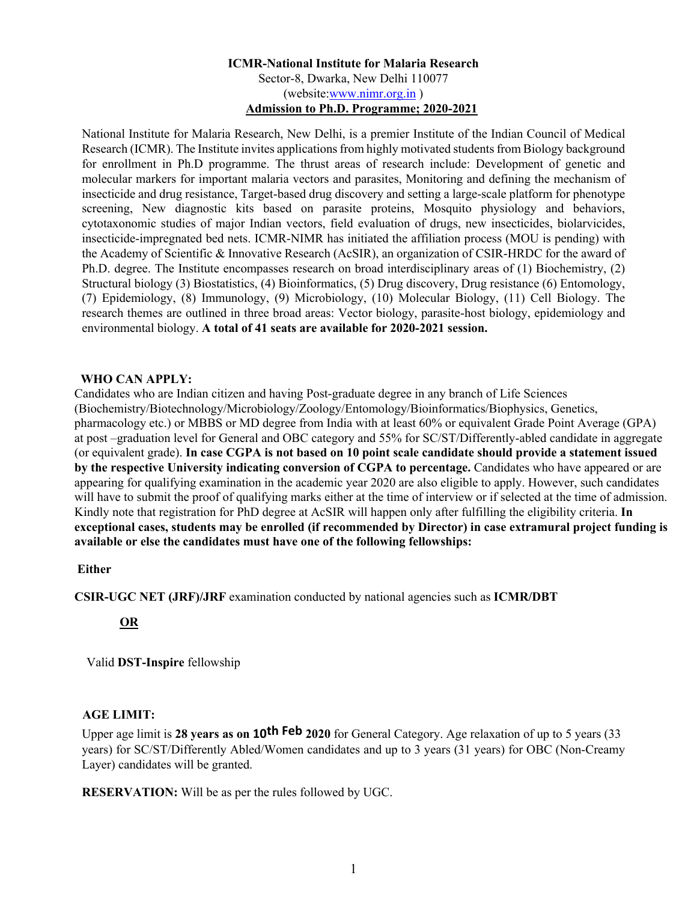# ICMR-National Institute for Malaria Research

Sector-8, Dwarka, New Delhi 110077

(website:www.nimr.org.in )

## Admission to Ph.D. Programme; 2020-2021

National Institute for Malaria Research, New Delhi, is a premier Institute of the Indian Council of Medical Research (ICMR). The Institute invites applications from highly motivated students from Biology background for enrollment in Ph.D programme. The thrust areas of research include: Development of genetic and molecular markers for important malaria vectors and parasites, Monitoring and defining the mechanism of insecticide and drug resistance, Target-based drug discovery and setting a large-scale platform for phenotype screening, New diagnostic kits based on parasite proteins, Mosquito physiology and behaviors, cytotaxonomic studies of major Indian vectors, field evaluation of drugs, new insecticides, biolarvicides, insecticide-impregnated bed nets. ICMR-NIMR has initiated the affiliation process (MOU is pending) with the Academy of Scientific & Innovative Research (AcSIR), an organization of CSIR-HRDC for the award of Ph.D. degree. The Institute encompasses research on broad interdisciplinary areas of (1) Biochemistry, (2) Structural biology (3) Biostatistics, (4) Bioinformatics, (5) Drug discovery, Drug resistance (6) Entomology, (7) Epidemiology, (8) Immunology, (9) Microbiology, (10) Molecular Biology, (11) Cell Biology. The research themes are outlined in three broad areas: Vector biology, parasite-host biology, epidemiology and environmental biology. **A total of 41 seats are available for 2020-2021 session.**

### WHO CAN APPLY:

Candidates who are Indian citizen and having Post-graduate degree in any branch of Life Sciences (Biochemistry/Biotechnology/Microbiology/Zoology/Entomology/Bioinformatics/Biophysics, Genetics, pharmacology etc.) or MBBS or MD degree from India with at least 60% or equivalent Grade Point Average (GPA) at post –graduation level for General and OBC category and 55% for SC/ST/Differently-abled candidate in aggregate (or equivalent grade). **In case CGPA is not based on 10 point scale candidate should provide a statement issued by the respective University indicating conversion of CGPA to percentage.** Candidates who have appeared or are appearing for qualifying examination in the academic year 2020 are also eligible to apply. However, such candidates will have to submit the proof of qualifying marks either at the time of interview or if selected at the time of admission. Kindly note that registration for PhD degree at AcSIR will happen only after fulfilling the eligibility criteria. **In exceptional cases, students may be enrolled (if recommended by Director) in case extramural project funding is available or else the candidates must have one of the following fellowships:**

**Either**

**CSIR-UGC NET (JRF)/JRF** examination conducted by national agencies such as **ICMR/DBT**

**OR**

Valid **DST-Inspire** fellowship

### AGE LIMIT:

Upper age limit is **28 years as on 10th Feb 2020** for General Category. Age relaxation of up to 5 years (33 years) for SC/ST/Differently Abled/Women candidates and up to 3 years (31 years) for OBC (Non-Creamy Layer) candidates will be granted.

**RESERVATION:** Will be as per the rules followed by UGC.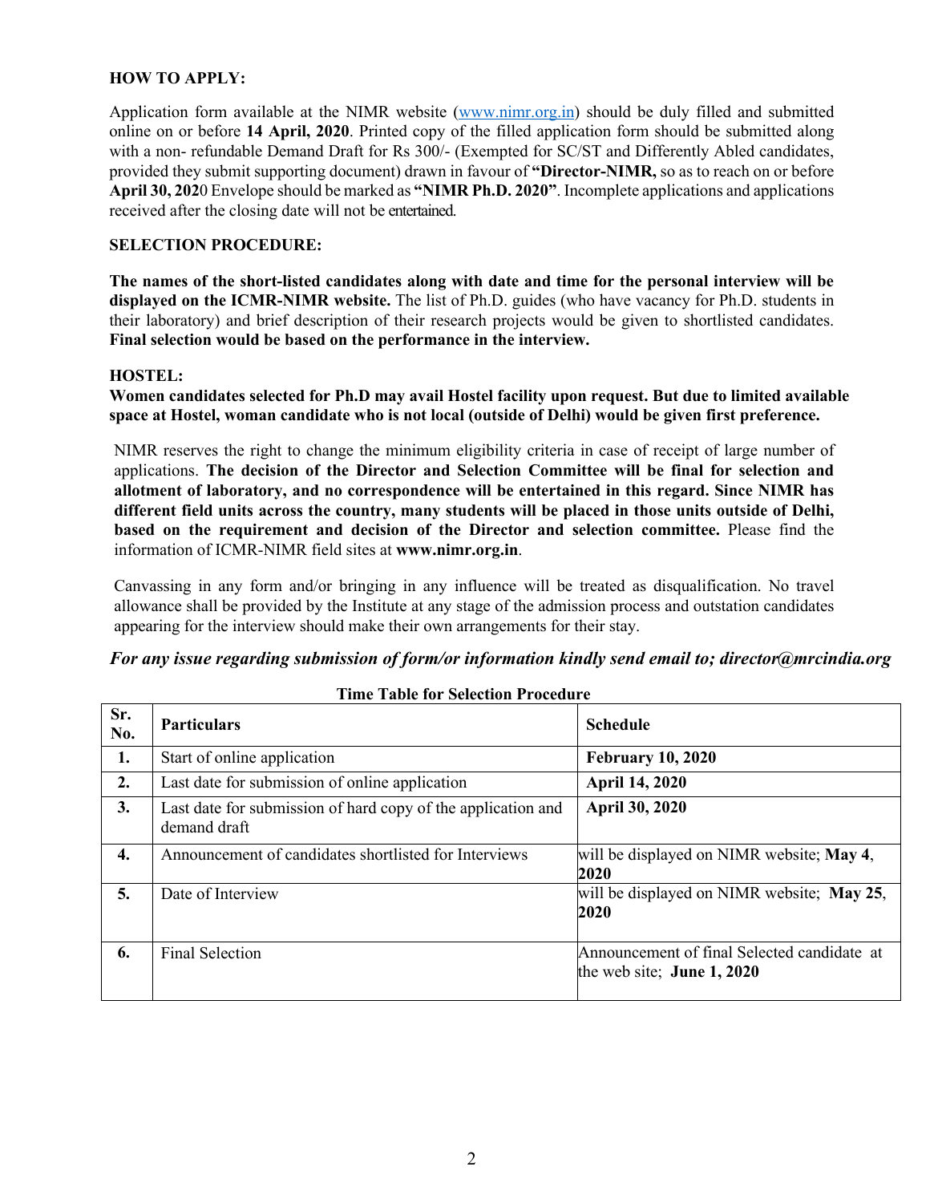## HOW TO APPLY:

Application form available at the NIMR website (www.nimr.org.in) should be duly filled and submitted online on or before **14 April, 2020**. Printed copy of the filled application form should be submitted along with a non- refundable Demand Draft for Rs 300/- (Exempted for SC/ST and Differently Abled candidates, provided they submit supporting document) drawn in favour of **"Director-NIMR,** so as to reach on or before **April 30, 202**0 Envelope should be marked as **"NIMR Ph.D. 2020"**. Incomplete applications and applications received after the closing date will not be entertained.

## SELECTION PROCEDURE:

**The names of the short-listed candidates along with date and time for the personal interview will be displayed on the ICMR-NIMR website.** The list of Ph.D. guides (who have vacancy for Ph.D. students in their laboratory) and brief description of their research projects would be given to shortlisted candidates. **Final selection would be based on the performance in the interview.**

## HOSTEL:

**Women candidates selected for Ph.D may avail Hostel facility upon request. But due to limited available space at Hostel, woman candidate who is not local (outside of Delhi) would be given first preference.**

NIMR reserves the right to change the minimum eligibility criteria in case of receipt of large number of applications. **The decision of the Director and Selection Committee will be final for selection and allotment of laboratory, and no correspondence will be entertained in this regard. Since NIMR has different field units across the country, many students will be placed in those units outside of Delhi, based on the requirement and decision of the Director and selection committee.** Please find the information of ICMR-NIMR field sites at **www.nimr.org.in**.

Canvassing in any form and/or bringing in any influence will be treated as disqualification. No travel allowance shall be provided by the Institute at any stage of the admission process and outstation candidates appearing for the interview should make their own arrangements for their stay.

***For any issue regarding submission of form/or information kindly send email to; director@mrcindia.org***

**Time Table for Selection Procedure**

| Sr. No. | Particulars | Schedule |
|---|---|---|
| **1.** | Start of online application | **February 10, 2020** |
| **2.** | Last date for submission of online application | **April 14, 2020** |
| **3.** | Last date for submission of hard copy of the application and demand draft | **April 30, 2020** |
| **4.** | Announcement of candidates shortlisted for Interviews | will be displayed on NIMR website; **May 4, 2020** |
| **5.** | Date of Interview | will be displayed on NIMR website; **May 25, 2020** |
| **6.** | Final Selection | Announcement of final Selected candidate at the web site; **June 1, 2020** |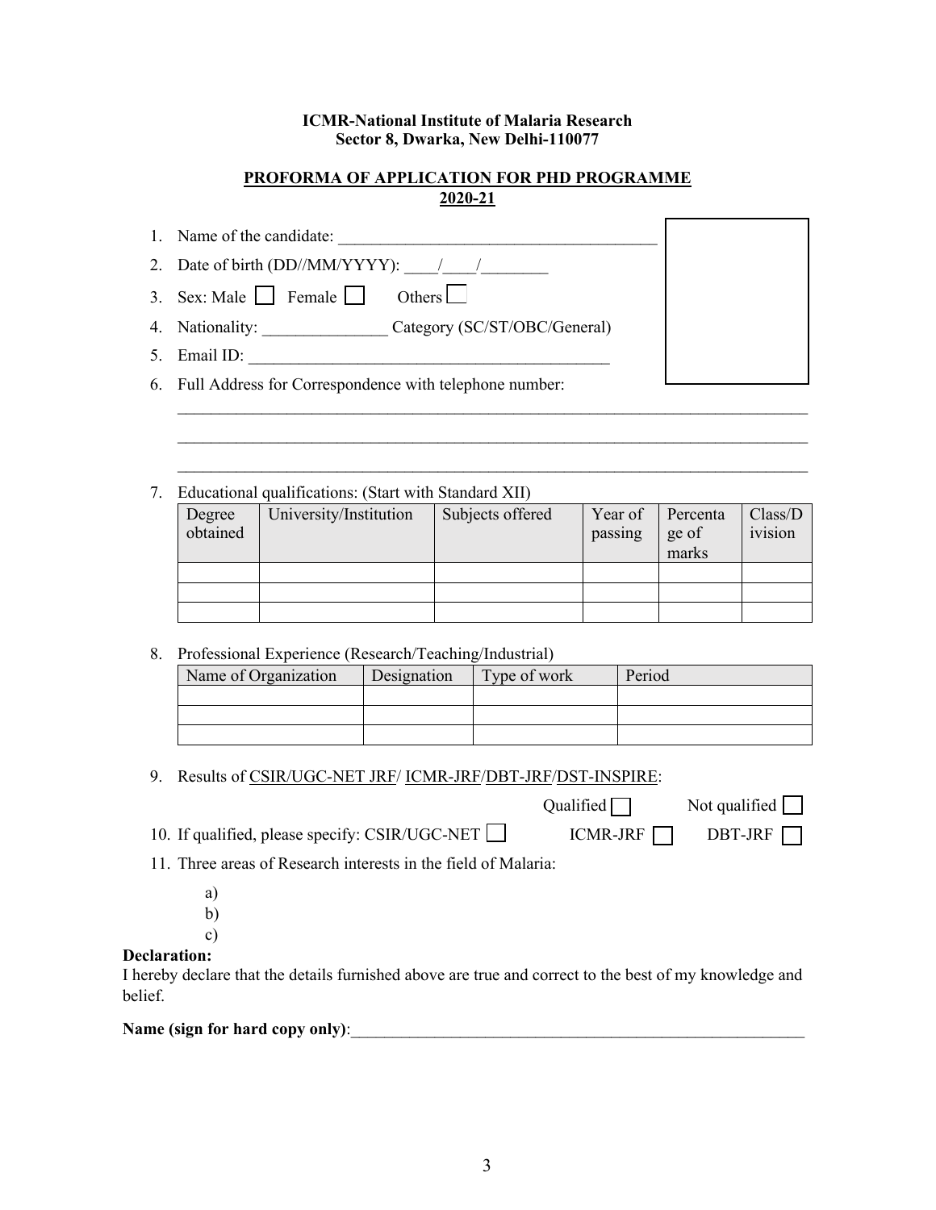**ICMR-National Institute of Malaria Research**
**Sector 8, Dwarka, New Delhi-110077**

**PROFORMA OF APPLICATION FOR PHD PROGRAMME**
**2020-21**

1. Name of the candidate: ______________________________________
2. Date of birth (DD//MM/YYYY): ____/____/________
3. Sex: Male ☐ Female ☐ Others ☐
4. Nationality: _______________ Category (SC/ST/OBC/General)
5. Email ID: ____________________________________________
6. Full Address for Correspondence with telephone number:

____________________________________________________________________________

____________________________________________________________________________

____________________________________________________________________________

7. Educational qualifications: (Start with Standard XII)

| Degree obtained | University/Institution | Subjects offered | Year of passing | Percentage of marks | Class/Division |
|---|---|---|---|---|---|
| | | | | | |
| | | | | | |
| | | | | | |

8. Professional Experience (Research/Teaching/Industrial)

| Name of Organization | Designation | Type of work | Period |
|---|---|---|---|
| | | | |
| | | | |
| | | | |

9. Results of CSIR/UGC-NET JRF/ ICMR-JRF/DBT-JRF/DST-INSPIRE:

   Qualified ☐ Not qualified ☐

10. If qualified, please specify: CSIR/UGC-NET ☐ ICMR-JRF ☐ DBT-JRF ☐
11. Three areas of Research interests in the field of Malaria:

    a)
    b)
    c)

**Declaration:**
I hereby declare that the details furnished above are true and correct to the best of my knowledge and belief.

**Name (sign for hard copy only)**:_________________________________________________________